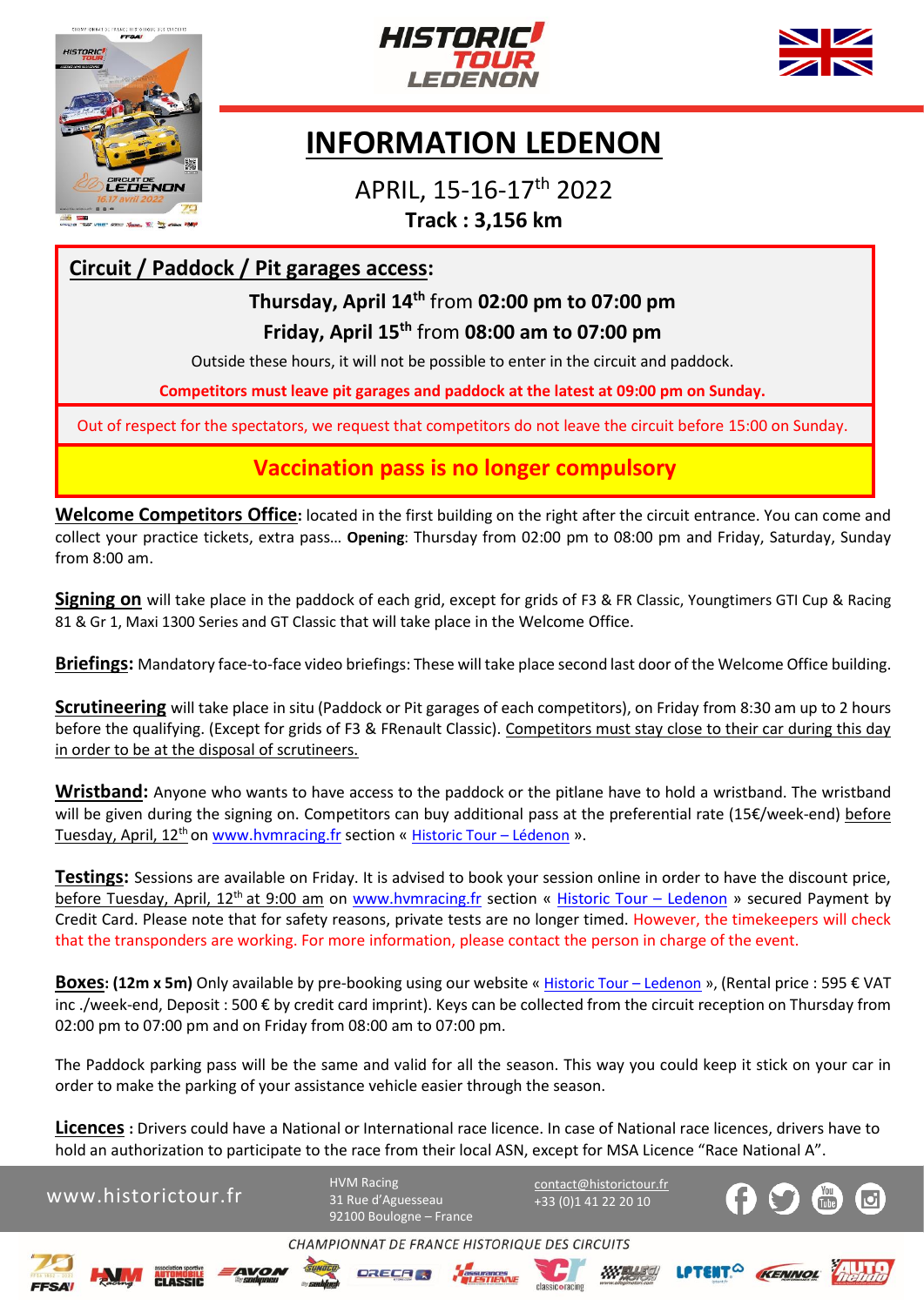# INFORMATION LEDENON

APRIL, 15-16-17th 2022

**Track : 3,156 km**

## Circuit / Paddock / Pit garages access:

**Thursday, April 14th from 02:00 pm to 07:00 pm**

**Friday, April 15th from 08:00 am to 07:00 pm**

Outside these hours, it will not be possible to enter in the circuit and paddock.

**Competitors must leave pit garages and paddock at the latest at 09:00 pm on Sunday.**

Out of respect for the spectators, we request that competitors do not leave the circuit before 15:00 on Sunday.

**Vaccination pass is no longer compulsory**

**Welcome Competitors Office:** located in the first building on the right after the circuit entrance. You can come and collect your practice tickets, extra pass… **Opening**: Thursday from 02:00 pm to 08:00 pm and Friday, Saturday, Sunday from 8:00 am.

**Signing on** will take place in the paddock of each grid, except for grids of F3 & FR Classic, Youngtimers GTI Cup & Racing 81 & Gr 1, Maxi 1300 Series and GT Classic that will take place in the Welcome Office.

**Briefings:** Mandatory face-to-face video briefings: These will take place second last door of the Welcome Office building.

**Scrutineering** will take place in situ (Paddock or Pit garages of each competitors), on Friday from 8:30 am up to 2 hours before the qualifying. (Except for grids of F3 & FRenault Classic). Competitors must stay close to their car during this day in order to be at the disposal of scrutineers.

**Wristband:** Anyone who wants to have access to the paddock or the pitlane have to hold a wristband. The wristband will be given during the signing on. Competitors can buy additional pass at the preferential rate (15€/week-end) before Tuesday, April, 12th on www.hvmracing.fr section « Historic Tour – Lédenon ».

**Testings:** Sessions are available on Friday. It is advised to book your session online in order to have the discount price, before Tuesday, April, 12th at 9:00 am on www.hvmracing.fr section « Historic Tour – Ledenon » secured Payment by Credit Card. Please note that for safety reasons, private tests are no longer timed. However, the timekeepers will check that the transponders are working. For more information, please contact the person in charge of the event.

**Boxes: (12m x 5m)** Only available by pre-booking using our website « Historic Tour – Ledenon », (Rental price : 595 € VAT inc ./week-end, Deposit : 500 € by credit card imprint). Keys can be collected from the circuit reception on Thursday from 02:00 pm to 07:00 pm and on Friday from 08:00 am to 07:00 pm.

The Paddock parking pass will be the same and valid for all the season. This way you could keep it stick on your car in order to make the parking of your assistance vehicle easier through the season.

**Licences :** Drivers could have a National or International race licence. In case of National race licences, drivers have to hold an authorization to participate to the race from their local ASN, except for MSA Licence "Race National A".

www.historictour.fr

HVM Racing
31 Rue d'Aguesseau
92100 Boulogne – France

contact@historictour.fr
+33 (0)1 41 22 20 10

CHAMPIONNAT DE FRANCE HISTORIQUE DES CIRCUITS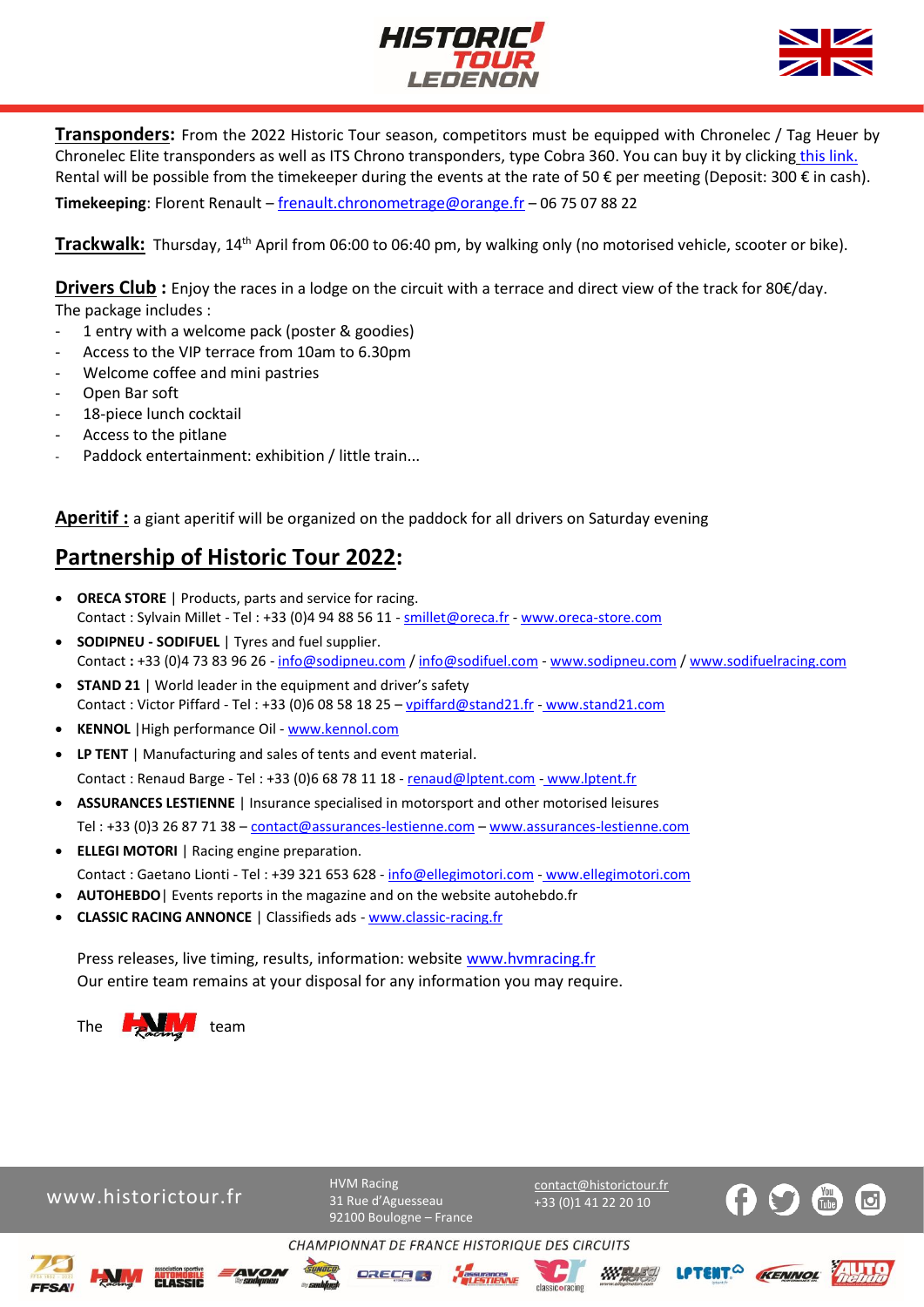**Transponders:** From the 2022 Historic Tour season, competitors must be equipped with Chronelec / Tag Heuer by Chronelec Elite transponders as well as ITS Chrono transponders, type Cobra 360. You can buy it by clicking this link. Rental will be possible from the timekeeper during the events at the rate of 50 € per meeting (Deposit: 300 € in cash).

**Timekeeping**: Florent Renault – frenault.chronometrage@orange.fr – 06 75 07 88 22

**Trackwalk:** Thursday, 14th April from 06:00 to 06:40 pm, by walking only (no motorised vehicle, scooter or bike).

**Drivers Club :** Enjoy the races in a lodge on the circuit with a terrace and direct view of the track for 80€/day.
The package includes :

- 1 entry with a welcome pack (poster & goodies)
- Access to the VIP terrace from 10am to 6.30pm
- Welcome coffee and mini pastries
- Open Bar soft
- 18-piece lunch cocktail
- Access to the pitlane
- Paddock entertainment: exhibition / little train...

**Aperitif :** a giant aperitif will be organized on the paddock for all drivers on Saturday evening

## Partnership of Historic Tour 2022:

- **ORECA STORE** | Products, parts and service for racing.
  Contact : Sylvain Millet - Tel : +33 (0)4 94 88 56 11 - smillet@oreca.fr - www.oreca-store.com
- **SODIPNEU - SODIFUEL** | Tyres and fuel supplier.
  Contact **:** +33 (0)4 73 83 96 26 - info@sodipneu.com / info@sodifuel.com - www.sodipneu.com / www.sodifuelracing.com
- **STAND 21** | World leader in the equipment and driver's safety
  Contact : Victor Piffard - Tel : +33 (0)6 08 58 18 25 – vpiffard@stand21.fr - www.stand21.com
- **KENNOL** |High performance Oil - www.kennol.com
- **LP TENT** | Manufacturing and sales of tents and event material.
  Contact : Renaud Barge - Tel : +33 (0)6 68 78 11 18 - renaud@lptent.com - www.lptent.fr
- **ASSURANCES LESTIENNE** | Insurance specialised in motorsport and other motorised leisures
  Tel : +33 (0)3 26 87 71 38 – contact@assurances-lestienne.com – www.assurances-lestienne.com
- **ELLEGI MOTORI** | Racing engine preparation.
  Contact : Gaetano Lionti - Tel : +39 321 653 628 - info@ellegimotori.com - www.ellegimotori.com
- **AUTOHEBDO**| Events reports in the magazine and on the website autohebdo.fr
- **CLASSIC RACING ANNONCE** | Classifieds ads - www.classic-racing.fr

Press releases, live timing, results, information: website www.hvmracing.fr
Our entire team remains at your disposal for any information you may require.

The HVM Racing team

www.historictour.fr

HVM Racing
31 Rue d'Aguesseau
92100 Boulogne – France

contact@historictour.fr
+33 (0)1 41 22 20 10

CHAMPIONNAT DE FRANCE HISTORIQUE DES CIRCUITS